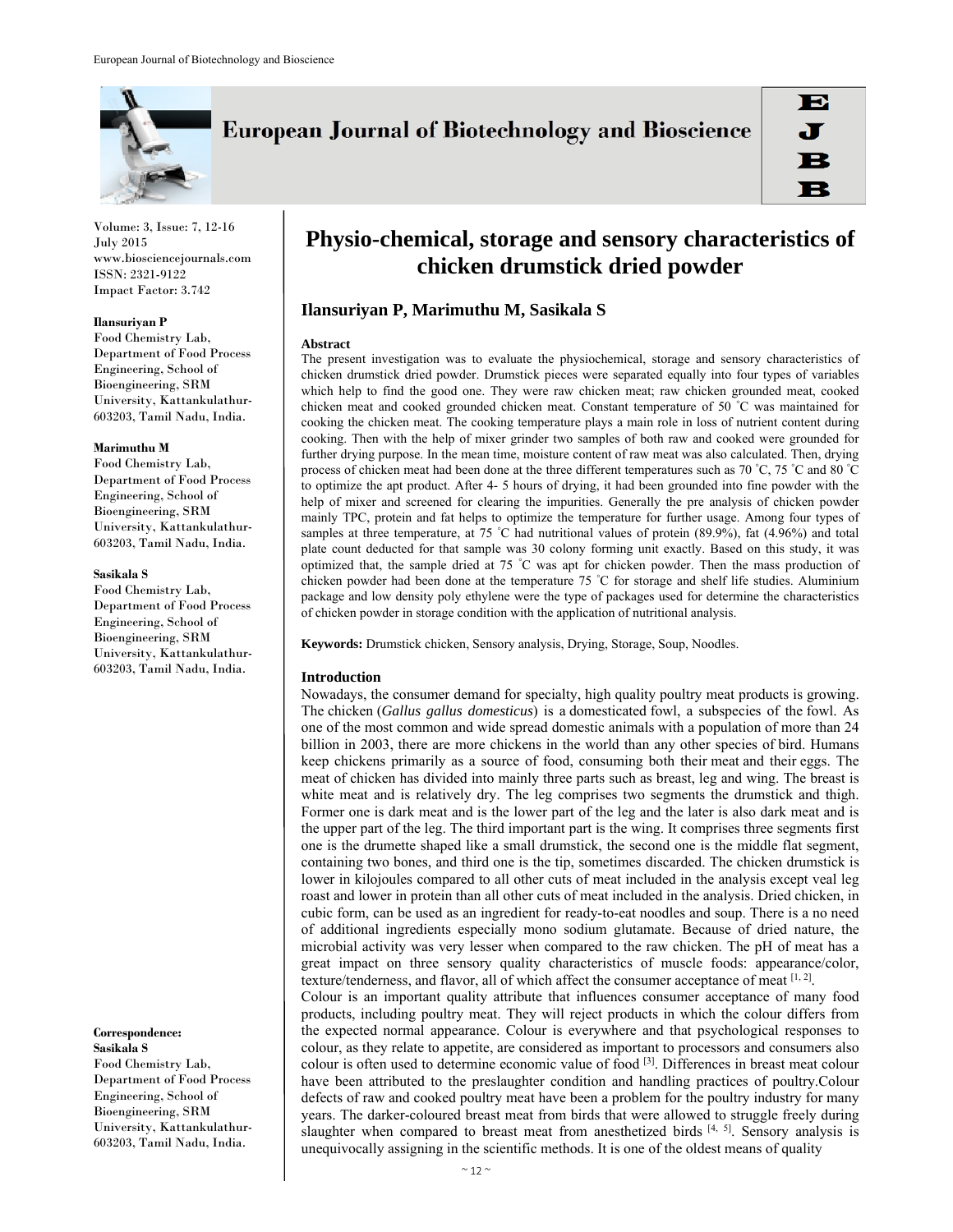# Physio-chemical, storage and sensory characteristics of chicken drumstick dried powder

## Ilansuriyan P, Marimuthu M, Sasikala S

**Ilansuriyan P**
Food Chemistry Lab, Department of Food Process Engineering, School of Bioengineering, SRM University, Kattankulathur-603203, Tamil Nadu, India.

**Marimuthu M**
Food Chemistry Lab, Department of Food Process Engineering, School of Bioengineering, SRM University, Kattankulathur-603203, Tamil Nadu, India.

**Sasikala S**
Food Chemistry Lab, Department of Food Process Engineering, School of Bioengineering, SRM University, Kattankulathur-603203, Tamil Nadu, India.

**Correspondence:**
**Sasikala S**
Food Chemistry Lab, Department of Food Process Engineering, School of Bioengineering, SRM University, Kattankulathur-603203, Tamil Nadu, India.

### Abstract

The present investigation was to evaluate the physiochemical, storage and sensory characteristics of chicken drumstick dried powder. Drumstick pieces were separated equally into four types of variables which help to find the good one. They were raw chicken meat; raw chicken grounded meat, cooked chicken meat and cooked grounded chicken meat. Constant temperature of 50 °C was maintained for cooking the chicken meat. The cooking temperature plays a main role in loss of nutrient content during cooking. Then with the help of mixer grinder two samples of both raw and cooked were grounded for further drying purpose. In the mean time, moisture content of raw meat was also calculated. Then, drying process of chicken meat had been done at the three different temperatures such as 70 °C, 75 °C and 80 °C to optimize the apt product. After 4- 5 hours of drying, it had been grounded into fine powder with the help of mixer and screened for clearing the impurities. Generally the pre analysis of chicken powder mainly TPC, protein and fat helps to optimize the temperature for further usage. Among four types of samples at three temperature, at 75 °C had nutritional values of protein (89.9%), fat (4.96%) and total plate count deducted for that sample was 30 colony forming unit exactly. Based on this study, it was optimized that, the sample dried at 75 °C was apt for chicken powder. Then the mass production of chicken powder had been done at the temperature 75 °C for storage and shelf life studies. Aluminium package and low density poly ethylene were the type of packages used for determine the characteristics of chicken powder in storage condition with the application of nutritional analysis.

**Keywords:** Drumstick chicken, Sensory analysis, Drying, Storage, Soup, Noodles.

### Introduction

Nowadays, the consumer demand for specialty, high quality poultry meat products is growing. The chicken (*Gallus gallus domesticus*) is a domesticated fowl, a subspecies of the fowl. As one of the most common and wide spread domestic animals with a population of more than 24 billion in 2003, there are more chickens in the world than any other species of bird. Humans keep chickens primarily as a source of food, consuming both their meat and their eggs. The meat of chicken has divided into mainly three parts such as breast, leg and wing. The breast is white meat and is relatively dry. The leg comprises two segments the drumstick and thigh. Former one is dark meat and is the lower part of the leg and the later is also dark meat and is the upper part of the leg. The third important part is the wing. It comprises three segments first one is the drumette shaped like a small drumstick, the second one is the middle flat segment, containing two bones, and third one is the tip, sometimes discarded. The chicken drumstick is lower in kilojoules compared to all other cuts of meat included in the analysis except veal leg roast and lower in protein than all other cuts of meat included in the analysis. Dried chicken, in cubic form, can be used as an ingredient for ready-to-eat noodles and soup. There is a no need of additional ingredients especially mono sodium glutamate. Because of dried nature, the microbial activity was very lesser when compared to the raw chicken. The pH of meat has a great impact on three sensory quality characteristics of muscle foods: appearance/color, texture/tenderness, and flavor, all of which affect the consumer acceptance of meat [1, 2].

Colour is an important quality attribute that influences consumer acceptance of many food products, including poultry meat. They will reject products in which the colour differs from the expected normal appearance. Colour is everywhere and that psychological responses to colour, as they relate to appetite, are considered as important to processors and consumers also colour is often used to determine economic value of food [3]. Differences in breast meat colour have been attributed to the preslaughter condition and handling practices of poultry.Colour defects of raw and cooked poultry meat have been a problem for the poultry industry for many years. The darker-coloured breast meat from birds that were allowed to struggle freely during slaughter when compared to breast meat from anesthetized birds [4, 5]. Sensory analysis is unequivocally assigning in the scientific methods. It is one of the oldest means of quality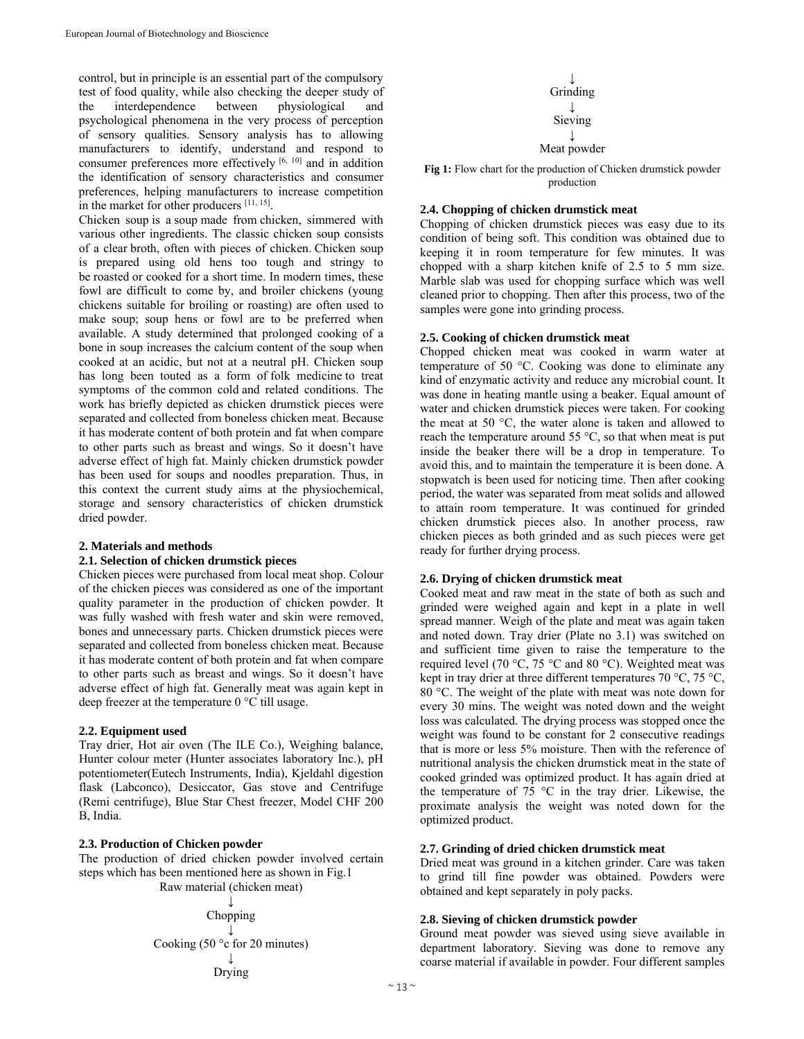control, but in principle is an essential part of the compulsory test of food quality, while also checking the deeper study of the interdependence between physiological and psychological phenomena in the very process of perception of sensory qualities. Sensory analysis has to allowing manufacturers to identify, understand and respond to consumer preferences more effectively [6, 10] and in addition the identification of sensory characteristics and consumer preferences, helping manufacturers to increase competition in the market for other producers [11, 15].

Chicken soup is a soup made from chicken, simmered with various other ingredients. The classic chicken soup consists of a clear broth, often with pieces of chicken. Chicken soup is prepared using old hens too tough and stringy to be roasted or cooked for a short time. In modern times, these fowl are difficult to come by, and broiler chickens (young chickens suitable for broiling or roasting) are often used to make soup; soup hens or fowl are to be preferred when available. A study determined that prolonged cooking of a bone in soup increases the calcium content of the soup when cooked at an acidic, but not at a neutral pH. Chicken soup has long been touted as a form of folk medicine to treat symptoms of the common cold and related conditions. The work has briefly depicted as chicken drumstick pieces were separated and collected from boneless chicken meat. Because it has moderate content of both protein and fat when compare to other parts such as breast and wings. So it doesn't have adverse effect of high fat. Mainly chicken drumstick powder has been used for soups and noodles preparation. Thus, in this context the current study aims at the physiochemical, storage and sensory characteristics of chicken drumstick dried powder.

## 2. Materials and methods

### 2.1. Selection of chicken drumstick pieces

Chicken pieces were purchased from local meat shop. Colour of the chicken pieces was considered as one of the important quality parameter in the production of chicken powder. It was fully washed with fresh water and skin were removed, bones and unnecessary parts. Chicken drumstick pieces were separated and collected from boneless chicken meat. Because it has moderate content of both protein and fat when compare to other parts such as breast and wings. So it doesn't have adverse effect of high fat. Generally meat was again kept in deep freezer at the temperature 0 °C till usage.

### 2.2. Equipment used

Tray drier, Hot air oven (The ILE Co.), Weighing balance, Hunter colour meter (Hunter associates laboratory Inc.), pH potentiometer(Eutech Instruments, India), Kjeldahl digestion flask (Labconco), Desiccator, Gas stove and Centrifuge (Remi centrifuge), Blue Star Chest freezer, Model CHF 200 B, India.

### 2.3. Production of Chicken powder

The production of dried chicken powder involved certain steps which has been mentioned here as shown in Fig.1

Raw material (chicken meat)
↓
Chopping
↓
Cooking (50 °c for 20 minutes)
↓
Drying
↓
Grinding
↓
Sieving
↓
Meat powder

**Fig 1:** Flow chart for the production of Chicken drumstick powder production

### 2.4. Chopping of chicken drumstick meat

Chopping of chicken drumstick pieces was easy due to its condition of being soft. This condition was obtained due to keeping it in room temperature for few minutes. It was chopped with a sharp kitchen knife of 2.5 to 5 mm size. Marble slab was used for chopping surface which was well cleaned prior to chopping. Then after this process, two of the samples were gone into grinding process.

### 2.5. Cooking of chicken drumstick meat

Chopped chicken meat was cooked in warm water at temperature of 50 °C. Cooking was done to eliminate any kind of enzymatic activity and reduce any microbial count. It was done in heating mantle using a beaker. Equal amount of water and chicken drumstick pieces were taken. For cooking the meat at 50 °C, the water alone is taken and allowed to reach the temperature around 55 °C, so that when meat is put inside the beaker there will be a drop in temperature. To avoid this, and to maintain the temperature it is been done. A stopwatch is been used for noticing time. Then after cooking period, the water was separated from meat solids and allowed to attain room temperature. It was continued for grinded chicken drumstick pieces also. In another process, raw chicken pieces as both grinded and as such pieces were get ready for further drying process.

### 2.6. Drying of chicken drumstick meat

Cooked meat and raw meat in the state of both as such and grinded were weighed again and kept in a plate in well spread manner. Weigh of the plate and meat was again taken and noted down. Tray drier (Plate no 3.1) was switched on and sufficient time given to raise the temperature to the required level (70 °C, 75 °C and 80 °C). Weighted meat was kept in tray drier at three different temperatures 70 °C, 75 °C, 80 °C. The weight of the plate with meat was note down for every 30 mins. The weight was noted down and the weight loss was calculated. The drying process was stopped once the weight was found to be constant for 2 consecutive readings that is more or less 5% moisture. Then with the reference of nutritional analysis the chicken drumstick meat in the state of cooked grinded was optimized product. It has again dried at the temperature of 75 °C in the tray drier. Likewise, the proximate analysis the weight was noted down for the optimized product.

### 2.7. Grinding of dried chicken drumstick meat

Dried meat was ground in a kitchen grinder. Care was taken to grind till fine powder was obtained. Powders were obtained and kept separately in poly packs.

### 2.8. Sieving of chicken drumstick powder

Ground meat powder was sieved using sieve available in department laboratory. Sieving was done to remove any coarse material if available in powder. Four different samples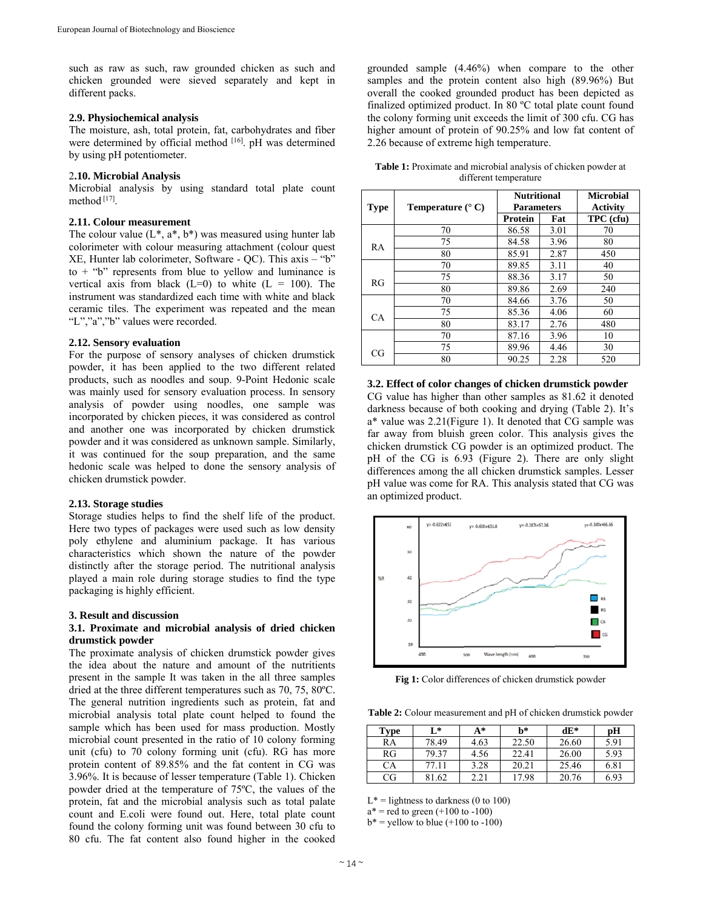such as raw as such, raw grounded chicken as such and chicken grounded were sieved separately and kept in different packs.

### 2.9. Physiochemical analysis

The moisture, ash, total protein, fat, carbohydrates and fiber were determined by official method [16]. pH was determined by using pH potentiometer.

### 2.10. Microbial Analysis

Microbial analysis by using standard total plate count method [17].

### 2.11. Colour measurement

The colour value (L*, a*, b*) was measured using hunter lab colorimeter with colour measuring attachment (colour quest XE, Hunter lab colorimeter, Software - QC). This axis – "b" to + "b" represents from blue to yellow and luminance is vertical axis from black (L=0) to white (L = 100). The instrument was standardized each time with white and black ceramic tiles. The experiment was repeated and the mean "L","a","b" values were recorded.

### 2.12. Sensory evaluation

For the purpose of sensory analyses of chicken drumstick powder, it has been applied to the two different related products, such as noodles and soup. 9-Point Hedonic scale was mainly used for sensory evaluation process. In sensory analysis of powder using noodles, one sample was incorporated by chicken pieces, it was considered as control and another one was incorporated by chicken drumstick powder and it was considered as unknown sample. Similarly, it was continued for the soup preparation, and the same hedonic scale was helped to done the sensory analysis of chicken drumstick powder.

### 2.13. Storage studies

Storage studies helps to find the shelf life of the product. Here two types of packages were used such as low density poly ethylene and aluminium package. It has various characteristics which shown the nature of the powder distinctly after the storage period. The nutritional analysis played a main role during storage studies to find the type packaging is highly efficient.

## 3. Result and discussion

### 3.1. Proximate and microbial analysis of dried chicken drumstick powder

The proximate analysis of chicken drumstick powder gives the idea about the nature and amount of the nutrients present in the sample It was taken in the all three samples dried at the three different temperatures such as 70, 75, 80ºC. The general nutrition ingredients such as protein, fat and microbial analysis total plate count helped to found the sample which has been used for mass production. Mostly microbial count presented in the ratio of 10 colony forming unit (cfu) to 70 colony forming unit (cfu). RG has more protein content of 89.85% and the fat content in CG was 3.96%. It is because of lesser temperature (Table 1). Chicken powder dried at the temperature of 75ºC, the values of the protein, fat and the microbial analysis such as total palate count and E.coli were found out. Here, total plate count found the colony forming unit was found between 30 cfu to 80 cfu. The fat content also found higher in the cooked grounded sample (4.46%) when compare to the other samples and the protein content also high (89.96%) But overall the cooked grounded product has been depicted as finalized optimized product. In 80 ºC total plate count found the colony forming unit exceeds the limit of 300 cfu. CG has higher amount of protein of 90.25% and low fat content of 2.26 because of extreme high temperature.

**Table 1:** Proximate and microbial analysis of chicken powder at different temperature

| Type | Temperature (° C) | Nutritional Parameters | | Microbial Activity |
|---|---|---|---|---|
| | | Protein | Fat | TPC (cfu) |
| RA | 70 | 86.58 | 3.01 | 70 |
| | 75 | 84.58 | 3.96 | 80 |
| | 80 | 85.91 | 2.87 | 450 |
| RG | 70 | 89.85 | 3.11 | 40 |
| | 75 | 88.36 | 3.17 | 50 |
| | 80 | 89.86 | 2.69 | 240 |
| CA | 70 | 84.66 | 3.76 | 50 |
| | 75 | 85.36 | 4.06 | 60 |
| | 80 | 83.17 | 2.76 | 480 |
| CG | 70 | 87.16 | 3.96 | 10 |
| | 75 | 89.96 | 4.46 | 30 |
| | 80 | 90.25 | 2.28 | 520 |

### 3.2. Effect of color changes of chicken drumstick powder

CG value has higher than other samples as 81.62 it denoted darkness because of both cooking and drying (Table 2). It's a* value was 2.21(Figure 1). It denoted that CG sample was far away from bluish green color. This analysis gives the chicken drumstick CG powder is an optimized product. The pH of the CG is 6.93 (Figure 2). There are only slight differences among the all chicken drumstick samples. Lesser pH value was come for RA. This analysis stated that CG was an optimized product.

y=-0.622x452
y=-0.628x451.8
y=-0.287x+57.36
y=-0.340x466.66
60
50
%R
40
30
20
10
400
500
Wave length (nm)
600
700
RA
RG
CA
CG

**Fig 1:** Color differences of chicken drumstick powder

**Table 2:** Colour measurement and pH of chicken drumstick powder

| Type | L* | A* | b* | dE* | pH |
|---|---|---|---|---|---|
| RA | 78.49 | 4.63 | 22.50 | 26.60 | 5.91 |
| RG | 79.37 | 4.56 | 22.41 | 26.00 | 5.93 |
| CA | 77.11 | 3.28 | 20.21 | 25.46 | 6.81 |
| CG | 81.62 | 2.21 | 17.98 | 20.76 | 6.93 |

L* = lightness to darkness (0 to 100)
a* = red to green (+100 to -100)
b* = yellow to blue (+100 to -100)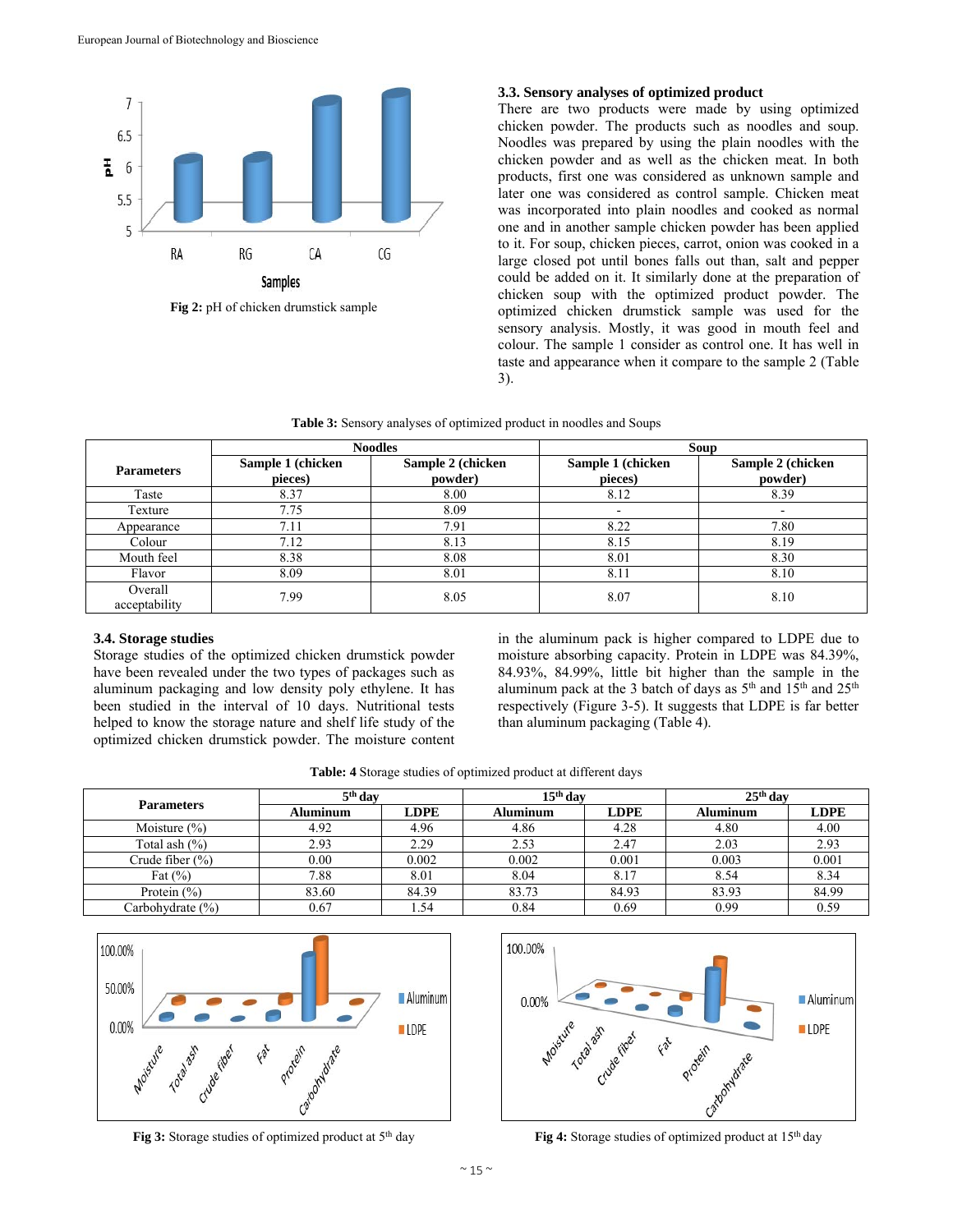7
6.5
6
5.5
5
pH
RA
RG
CA
CG
Samples

**Fig 2:** pH of chicken drumstick sample

### 3.3. Sensory analyses of optimized product

There are two products were made by using optimized chicken powder. The products such as noodles and soup. Noodles was prepared by using the plain noodles with the chicken powder and as well as the chicken meat. In both products, first one was considered as unknown sample and later one was considered as control sample. Chicken meat was incorporated into plain noodles and cooked as normal one and in another sample chicken powder has been applied to it. For soup, chicken pieces, carrot, onion was cooked in a large closed pot until bones falls out than, salt and pepper could be added on it. It similarly done at the preparation of chicken soup with the optimized product powder. The optimized chicken drumstick sample was used for the sensory analysis. Mostly, it was good in mouth feel and colour. The sample 1 consider as control one. It has well in taste and appearance when it compare to the sample 2 (Table 3).

**Table 3:** Sensory analyses of optimized product in noodles and Soups

| Parameters | Noodles | | Soup | |
|---|---|---|---|---|
| | Sample 1 (chicken pieces) | Sample 2 (chicken powder) | Sample 1 (chicken pieces) | Sample 2 (chicken powder) |
| Taste | 8.37 | 8.00 | 8.12 | 8.39 |
| Texture | 7.75 | 8.09 | - | - |
| Appearance | 7.11 | 7.91 | 8.22 | 7.80 |
| Colour | 7.12 | 8.13 | 8.15 | 8.19 |
| Mouth feel | 8.38 | 8.08 | 8.01 | 8.30 |
| Flavor | 8.09 | 8.01 | 8.11 | 8.10 |
| Overall acceptability | 7.99 | 8.05 | 8.07 | 8.10 |

### 3.4. Storage studies

Storage studies of the optimized chicken drumstick powder have been revealed under the two types of packages such as aluminum packaging and low density poly ethylene. It has been studied in the interval of 10 days. Nutritional tests helped to know the storage nature and shelf life study of the optimized chicken drumstick powder. The moisture content in the aluminum pack is higher compared to LDPE due to moisture absorbing capacity. Protein in LDPE was 84.39%, 84.93%, 84.99%, little bit higher than the sample in the aluminum pack at the 3 batch of days as 5th and 15th and 25th respectively (Figure 3-5). It suggests that LDPE is far better than aluminum packaging (Table 4).

**Table: 4** Storage studies of optimized product at different days

| Parameters | 5th day | | 15th day | | 25th day | |
|---|---|---|---|---|---|---|
| | Aluminum | LDPE | Aluminum | LDPE | Aluminum | LDPE |
| Moisture (%) | 4.92 | 4.96 | 4.86 | 4.28 | 4.80 | 4.00 |
| Total ash (%) | 2.93 | 2.29 | 2.53 | 2.47 | 2.03 | 2.93 |
| Crude fiber (%) | 0.00 | 0.002 | 0.002 | 0.001 | 0.003 | 0.001 |
| Fat (%) | 7.88 | 8.01 | 8.04 | 8.17 | 8.54 | 8.34 |
| Protein (%) | 83.60 | 84.39 | 83.73 | 84.93 | 83.93 | 84.99 |
| Carbohydrate (%) | 0.67 | 1.54 | 0.84 | 0.69 | 0.99 | 0.59 |

100.00%
50.00%
0.00%
Moisture
Total ash
Crude fiber
Fat
Protein
Carbohydrate
Aluminum
LDPE

**Fig 3:** Storage studies of optimized product at 5th day

100.00%
0.00%
Moisture
Total ash
Crude fiber
Fat
Protein
Carbohydrate
Aluminum
LDPE

**Fig 4:** Storage studies of optimized product at 15th day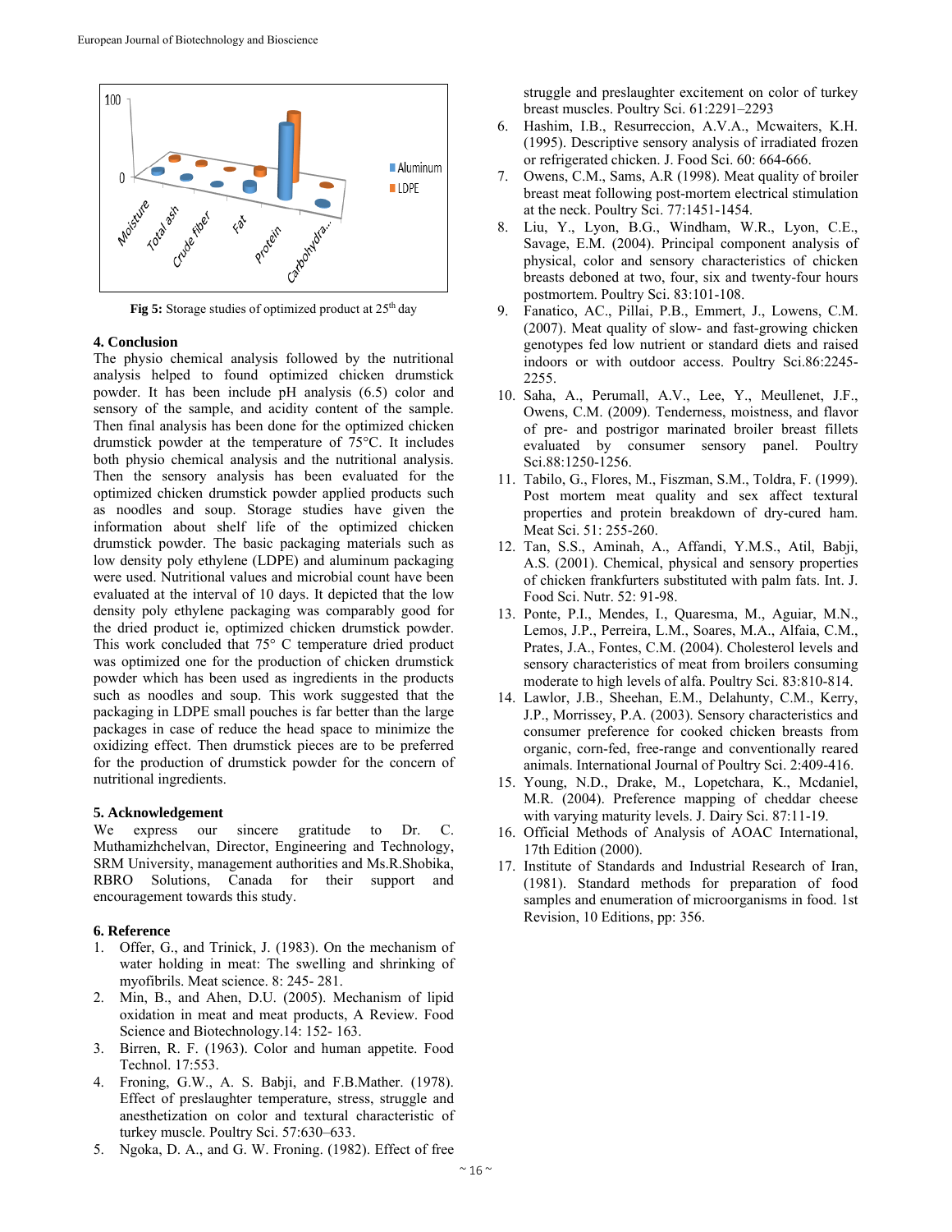100

0

Moisture

Total ash

Crude fiber

Fat

Protein

Carbohydra...

Aluminum

LDPE

**Fig 5:** Storage studies of optimized product at 25th day

## 4. Conclusion

The physio chemical analysis followed by the nutritional analysis helped to found optimized chicken drumstick powder. It has been include pH analysis (6.5) color and sensory of the sample, and acidity content of the sample. Then final analysis has been done for the optimized chicken drumstick powder at the temperature of 75°C. It includes both physio chemical analysis and the nutritional analysis. Then the sensory analysis has been evaluated for the optimized chicken drumstick powder applied products such as noodles and soup. Storage studies have given the information about shelf life of the optimized chicken drumstick powder. The basic packaging materials such as low density poly ethylene (LDPE) and aluminum packaging were used. Nutritional values and microbial count have been evaluated at the interval of 10 days. It depicted that the low density poly ethylene packaging was comparably good for the dried product ie, optimized chicken drumstick powder. This work concluded that 75° C temperature dried product was optimized one for the production of chicken drumstick powder which has been used as ingredients in the products such as noodles and soup. This work suggested that the packaging in LDPE small pouches is far better than the large packages in case of reduce the head space to minimize the oxidizing effect. Then drumstick pieces are to be preferred for the production of drumstick powder for the concern of nutritional ingredients.

## 5. Acknowledgement

We express our sincere gratitude to Dr. C. Muthamizhchelvan, Director, Engineering and Technology, SRM University, management authorities and Ms.R.Shobika, RBRO Solutions, Canada for their support and encouragement towards this study.

## 6. Reference

1. Offer, G., and Trinick, J. (1983). On the mechanism of water holding in meat: The swelling and shrinking of myofibrils. Meat science. 8: 245- 281.
2. Min, B., and Ahen, D.U. (2005). Mechanism of lipid oxidation in meat and meat products, A Review. Food Science and Biotechnology.14: 152- 163.
3. Birren, R. F. (1963). Color and human appetite. Food Technol. 17:553.
4. Froning, G.W., A. S. Babji, and F.B.Mather. (1978). Effect of preslaughter temperature, stress, struggle and anesthetization on color and textural characteristic of turkey muscle. Poultry Sci. 57:630–633.
5. Ngoka, D. A., and G. W. Froning. (1982). Effect of free struggle and preslaughter excitement on color of turkey breast muscles. Poultry Sci. 61:2291–2293
6. Hashim, I.B., Resurreccion, A.V.A., Mcwaiters, K.H. (1995). Descriptive sensory analysis of irradiated frozen or refrigerated chicken. J. Food Sci. 60: 664-666.
7. Owens, C.M., Sams, A.R (1998). Meat quality of broiler breast meat following post-mortem electrical stimulation at the neck. Poultry Sci. 77:1451-1454.
8. Liu, Y., Lyon, B.G., Windham, W.R., Lyon, C.E., Savage, E.M. (2004). Principal component analysis of physical, color and sensory characteristics of chicken breasts deboned at two, four, six and twenty-four hours postmortem. Poultry Sci. 83:101-108.
9. Fanatico, AC., Pillai, P.B., Emmert, J., Lowens, C.M. (2007). Meat quality of slow- and fast-growing chicken genotypes fed low nutrient or standard diets and raised indoors or with outdoor access. Poultry Sci.86:2245-2255.
10. Saha, A., Perumall, A.V., Lee, Y., Meullenet, J.F., Owens, C.M. (2009). Tenderness, moistness, and flavor of pre- and postrigor marinated broiler breast fillets evaluated by consumer sensory panel. Poultry Sci.88:1250-1256.
11. Tabilo, G., Flores, M., Fiszman, S.M., Toldra, F. (1999). Post mortem meat quality and sex affect textural properties and protein breakdown of dry-cured ham. Meat Sci. 51: 255-260.
12. Tan, S.S., Aminah, A., Affandi, Y.M.S., Atil, Babji, A.S. (2001). Chemical, physical and sensory properties of chicken frankfurters substituted with palm fats. Int. J. Food Sci. Nutr. 52: 91-98.
13. Ponte, P.I., Mendes, I., Quaresma, M., Aguiar, M.N., Lemos, J.P., Perreira, L.M., Soares, M.A., Alfaia, C.M., Prates, J.A., Fontes, C.M. (2004). Cholesterol levels and sensory characteristics of meat from broilers consuming moderate to high levels of alfa. Poultry Sci. 83:810-814.
14. Lawlor, J.B., Sheehan, E.M., Delahunty, C.M., Kerry, J.P., Morrissey, P.A. (2003). Sensory characteristics and consumer preference for cooked chicken breasts from organic, corn-fed, free-range and conventionally reared animals. International Journal of Poultry Sci. 2:409-416.
15. Young, N.D., Drake, M., Lopetchara, K., Mcdaniel, M.R. (2004). Preference mapping of cheddar cheese with varying maturity levels. J. Dairy Sci. 87:11-19.
16. Official Methods of Analysis of AOAC International, 17th Edition (2000).
17. Institute of Standards and Industrial Research of Iran, (1981). Standard methods for preparation of food samples and enumeration of microorganisms in food. 1st Revision, 10 Editions, pp: 356.